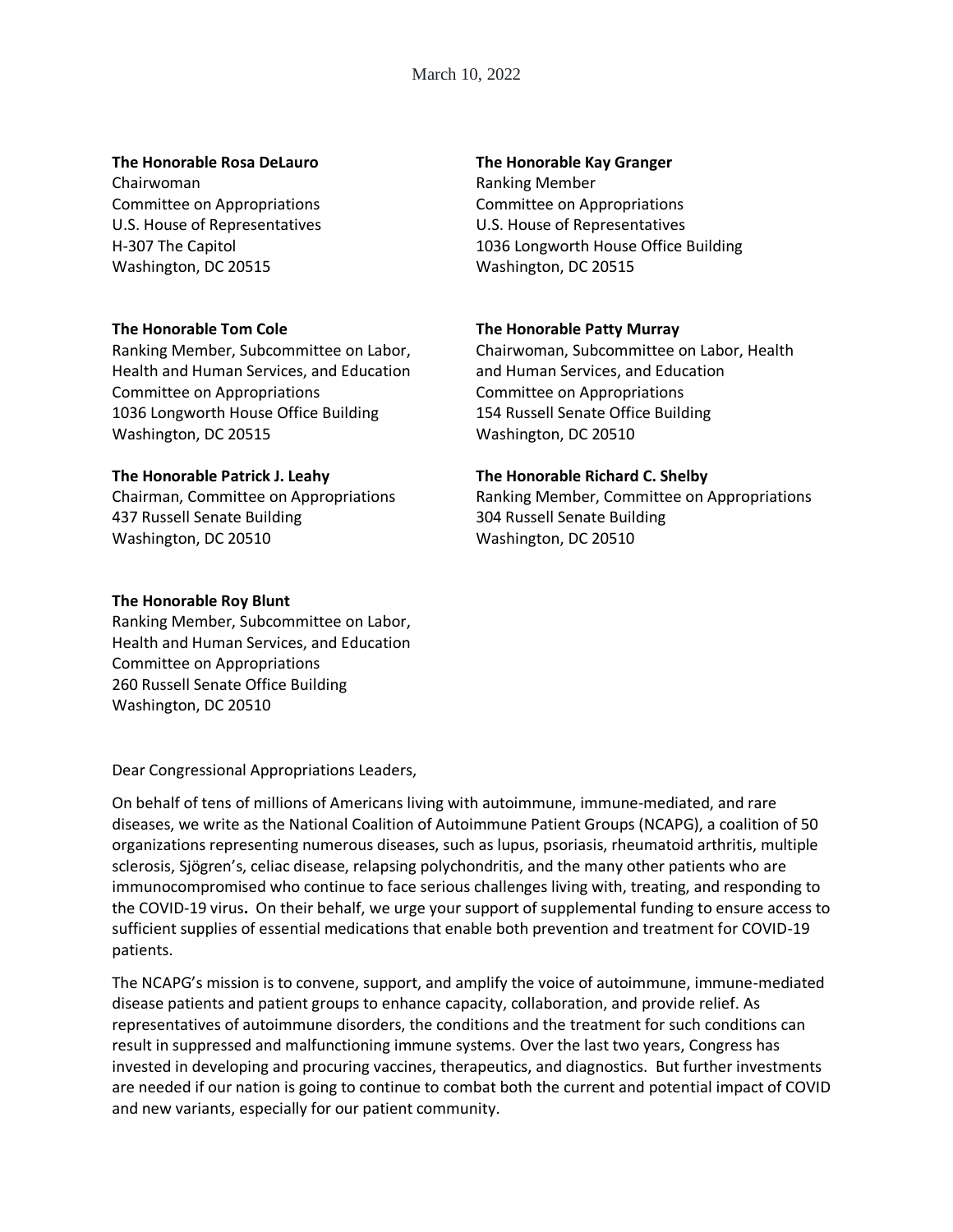March 10, 2022

**The Honorable Rosa DeLauro**
Chairwoman
Committee on Appropriations
U.S. House of Representatives
H-307 The Capitol
Washington, DC 20515

**The Honorable Kay Granger**
Ranking Member
Committee on Appropriations
U.S. House of Representatives
1036 Longworth House Office Building
Washington, DC 20515

**The Honorable Tom Cole**
Ranking Member, Subcommittee on Labor, Health and Human Services, and Education
Committee on Appropriations
1036 Longworth House Office Building
Washington, DC 20515

**The Honorable Patty Murray**
Chairwoman, Subcommittee on Labor, Health and Human Services, and Education
Committee on Appropriations
154 Russell Senate Office Building
Washington, DC 20510

**The Honorable Patrick J. Leahy**
Chairman, Committee on Appropriations
437 Russell Senate Building
Washington, DC 20510

**The Honorable Richard C. Shelby**
Ranking Member, Committee on Appropriations
304 Russell Senate Building
Washington, DC 20510

**The Honorable Roy Blunt**
Ranking Member, Subcommittee on Labor, Health and Human Services, and Education
Committee on Appropriations
260 Russell Senate Office Building
Washington, DC 20510

Dear Congressional Appropriations Leaders,

On behalf of tens of millions of Americans living with autoimmune, immune-mediated, and rare diseases, we write as the National Coalition of Autoimmune Patient Groups (NCAPG), a coalition of 50 organizations representing numerous diseases, such as lupus, psoriasis, rheumatoid arthritis, multiple sclerosis, Sjögren's, celiac disease, relapsing polychondritis, and the many other patients who are immunocompromised who continue to face serious challenges living with, treating, and responding to the COVID-19 virus**.** On their behalf, we urge your support of supplemental funding to ensure access to sufficient supplies of essential medications that enable both prevention and treatment for COVID-19 patients.

The NCAPG's mission is to convene, support, and amplify the voice of autoimmune, immune-mediated disease patients and patient groups to enhance capacity, collaboration, and provide relief. As representatives of autoimmune disorders, the conditions and the treatment for such conditions can result in suppressed and malfunctioning immune systems. Over the last two years, Congress has invested in developing and procuring vaccines, therapeutics, and diagnostics. But further investments are needed if our nation is going to continue to combat both the current and potential impact of COVID and new variants, especially for our patient community.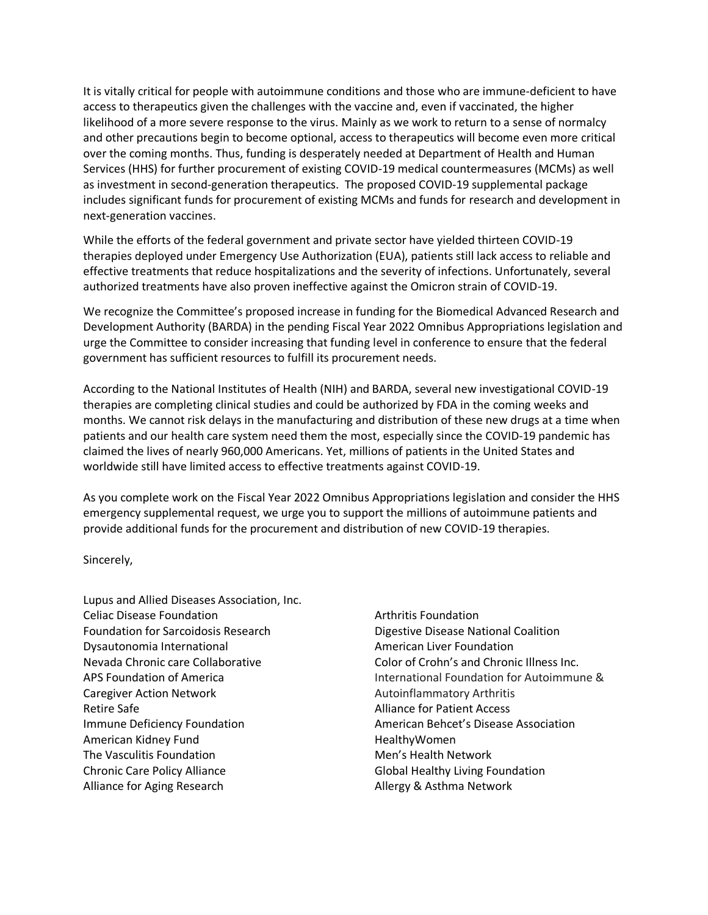It is vitally critical for people with autoimmune conditions and those who are immune-deficient to have access to therapeutics given the challenges with the vaccine and, even if vaccinated, the higher likelihood of a more severe response to the virus. Mainly as we work to return to a sense of normalcy and other precautions begin to become optional, access to therapeutics will become even more critical over the coming months. Thus, funding is desperately needed at Department of Health and Human Services (HHS) for further procurement of existing COVID-19 medical countermeasures (MCMs) as well as investment in second-generation therapeutics. The proposed COVID-19 supplemental package includes significant funds for procurement of existing MCMs and funds for research and development in next-generation vaccines.

While the efforts of the federal government and private sector have yielded thirteen COVID-19 therapies deployed under Emergency Use Authorization (EUA), patients still lack access to reliable and effective treatments that reduce hospitalizations and the severity of infections. Unfortunately, several authorized treatments have also proven ineffective against the Omicron strain of COVID-19.

We recognize the Committee's proposed increase in funding for the Biomedical Advanced Research and Development Authority (BARDA) in the pending Fiscal Year 2022 Omnibus Appropriations legislation and urge the Committee to consider increasing that funding level in conference to ensure that the federal government has sufficient resources to fulfill its procurement needs.

According to the National Institutes of Health (NIH) and BARDA, several new investigational COVID-19 therapies are completing clinical studies and could be authorized by FDA in the coming weeks and months. We cannot risk delays in the manufacturing and distribution of these new drugs at a time when patients and our health care system need them the most, especially since the COVID-19 pandemic has claimed the lives of nearly 960,000 Americans. Yet, millions of patients in the United States and worldwide still have limited access to effective treatments against COVID-19.

As you complete work on the Fiscal Year 2022 Omnibus Appropriations legislation and consider the HHS emergency supplemental request, we urge you to support the millions of autoimmune patients and provide additional funds for the procurement and distribution of new COVID-19 therapies.

Sincerely,

Lupus and Allied Diseases Association, Inc.
Celiac Disease Foundation
Foundation for Sarcoidosis Research
Dysautonomia International
Nevada Chronic care Collaborative
APS Foundation of America
Caregiver Action Network
Retire Safe
Immune Deficiency Foundation
American Kidney Fund
The Vasculitis Foundation
Chronic Care Policy Alliance
Alliance for Aging Research

Arthritis Foundation
Digestive Disease National Coalition
American Liver Foundation
Color of Crohn's and Chronic Illness Inc.
International Foundation for Autoimmune & Autoinflammatory Arthritis
Alliance for Patient Access
American Behcet's Disease Association
HealthyWomen
Men's Health Network
Global Healthy Living Foundation
Allergy & Asthma Network